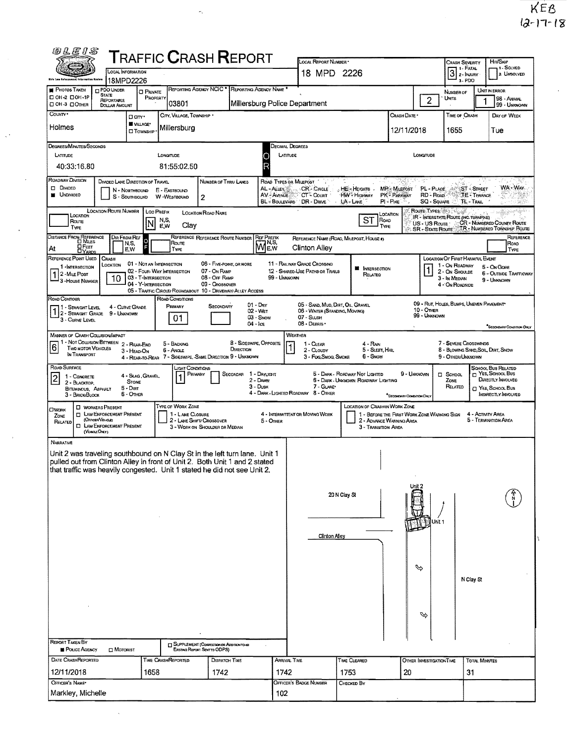KEB
12-17-18

# TRAFFIC CRASH REPORT

| | |
|---|---|
| Local Information | 18MPD2226 |
| Local Report Number | 18 MPD 2226 |
| Crash Severity | 3 (1 - Fatal, 2 - Injury, 3 - PDO) |
| Hit/Skip | (1 - Solved, 2 - Unsolved) |
| Photos Taken | |
| PDO Under State Reportable Dollar Amount | |
| Private Property | |
| Reporting Agency NCIC | 03801 |
| Reporting Agency Name | Millersburg Police Department |
| Number of Units | 2 |
| Unit in Error | 1 (98 - Animal, 99 - Unknown) |
| County | Holmes |
| City/Village/Township | Village: Millersburg |
| Crash Date | 12/11/2018 |
| Time of Crash | 1655 |
| Day of Week | Tue |
| Latitude (Degrees/Minutes/Seconds) | 40:33:16.80 |
| Longitude (Degrees/Minutes/Seconds) | 81:55:02.50 |

## Roadway

| | |
|---|---|
| Roadway Division | Undivided |
| Number of Thru Lanes | 2 |
| Location Route Number | |
| Loc Prefix | N |
| Location Road Name | Clay |
| Location Road Type | ST |
| Distance From Reference | At |
| Ref Prefix | W |
| Reference Name | Clinton Alley |
| Reference Point Used | 1 - Intersection |
| Crash Location | 10 - Driveway/Alley Access |
| Intersection Related | ■ |
| Location of First Harmful Event | 1 - On Roadway |
| Road Contour | 1 - Straight Level |
| Road Conditions (Primary) | 01 - Dry |
| Manner of Crash Collision/Impact | 6 - Angle |
| Weather | 1 - Clear |
| Road Surface | 2 - Blacktop, Bituminous, Asphalt |
| Light Conditions (Primary) | 1 - Daylight |

## Narrative

Unit 2 was traveling southbound on N Clay St in the left turn lane. Unit 1 pulled out from Clinton Alley in front of Unit 2. Both Unit 1 and 2 stated that traffic was heavily congested. Unit 1 stated he did not see Unit 2.

Diagram labels: Unit 2, Unit 1, 20 N Clay St, Clinton Alley, N Clay St

## Report Information

| Report Taken By | Police Agency |
|---|---|

| Date Crash Reported | Time Crash Reported | Dispatch Time | Arrival Time | Time Cleared | Other Investigation Time | Total Minutes |
|---|---|---|---|---|---|---|
| 12/11/2018 | 1658 | 1742 | 1742 | 1753 | 20 | 31 |

| Officer's Name | Officer's Badge Number | Checked By |
|---|---|---|
| Markley, Michelle | 102 | |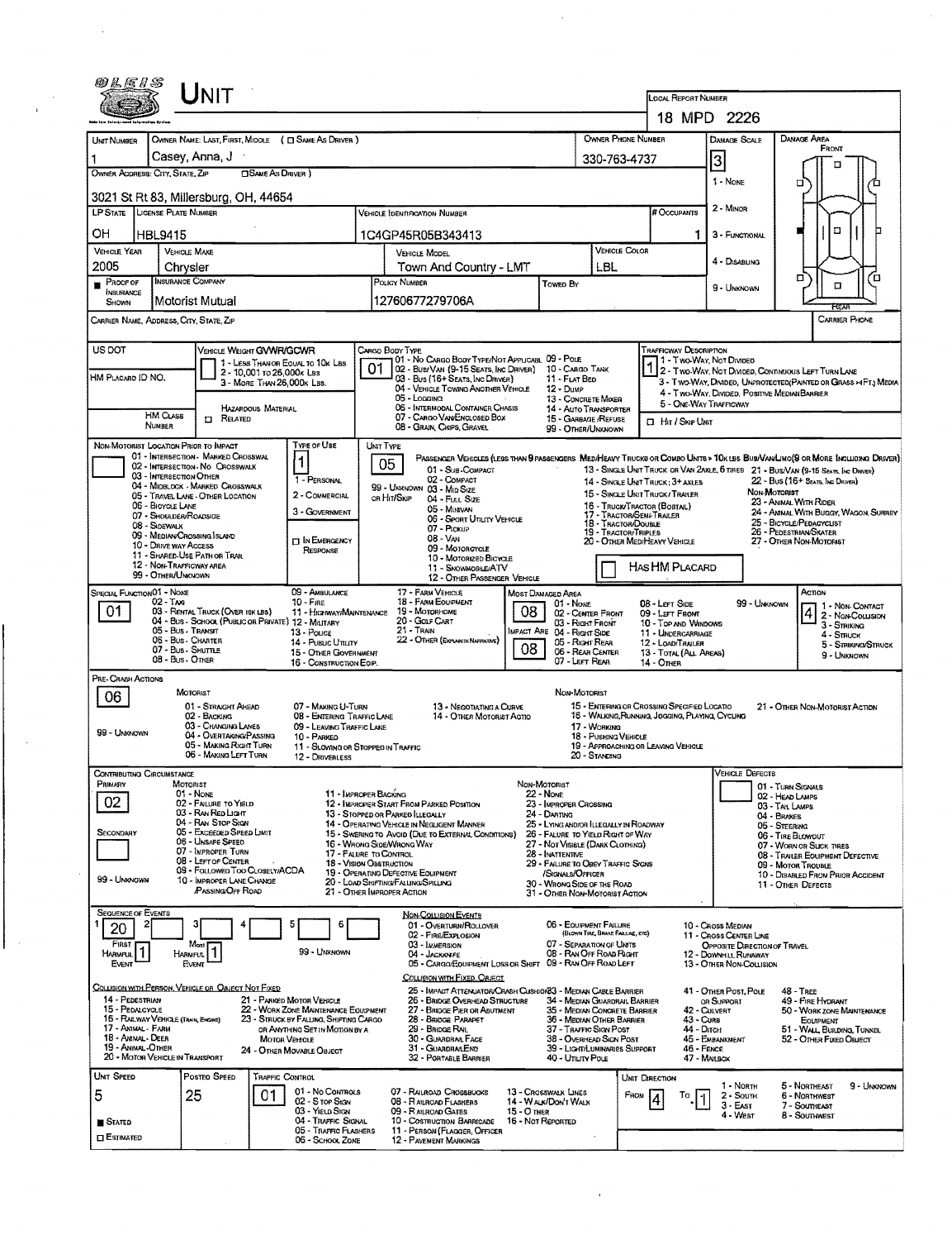# UNIT

**LOCAL REPORT NUMBER:** 18 MPD 2226

| UNIT NUMBER | OWNER NAME: LAST, FIRST, MIDDLE ( □ SAME AS DRIVER ) | OWNER PHONE NUMBER | DAMAGE SCALE | DAMAGE AREA |
|---|---|---|---|---|
| 1 | Casey, Anna, J | 330-763-4737 | 3 | FRONT |

**OWNER ADDRESS: CITY, STATE, ZIP** ( □ SAME AS DRIVER )
3021 St Rt 83, Millersburg, OH, 44654

**DAMAGE SCALE:** 1 - NONE; 2 - MINOR; 3 - FUNCTIONAL; 4 - DISABLING; 9 - UNKNOWN

| LP STATE | LICENSE PLATE NUMBER | VEHICLE IDENTIFICATION NUMBER | # OCCUPANTS |
|---|---|---|---|
| OH | HBL9415 | 1C4GP45R05B343413 | 1 |

| VEHICLE YEAR | VEHICLE MAKE | VEHICLE MODEL | VEHICLE COLOR |
|---|---|---|---|
| 2005 | Chrysler | Town And Country - LMT | LBL |

| ■ PROOF OF INSURANCE SHOWN | INSURANCE COMPANY | POLICY NUMBER | TOWED BY |
|---|---|---|---|
| | Motorist Mutual | 12760677279706A | |

**CARRIER NAME, ADDRESS, CITY, STATE, ZIP** — **CARRIER PHONE**

**US DOT**

**VEHICLE WEIGHT GVWR/GCWR:** 1 - LESS THAN OR EQUAL TO 10K LBS; 2 - 10,001 TO 26,000K LBS; 3 - MORE THAN 26,000K LBS.

**HM PLACARD ID NO.** — **HM CLASS NUMBER** — □ RELATED HAZARDOUS MATERIAL

**CARGO BODY TYPE:** 01
01 - NO CARGO BODY TYPE/NOT APPLICABLE; 02 - BUS/VAN (9-15 SEATS, INC DRIVER); 03 - BUS (16+ SEATS, INC DRIVER); 04 - VEHICLE TOWING ANOTHER VEHICLE; 05 - LOGGING; 06 - INTERMODAL CONTAINER CHASIS; 07 - CARGO VAN/ENCLOSED BOX; 08 - GRAIN, CHIPS, GRAVEL; 09 - POLE; 10 - CARGO TANK; 11 - FLAT BED; 12 - DUMP; 13 - CONCRETE MIXER; 14 - AUTO TRANSPORTER; 15 - GARBAGE /REFUSE; 99 - OTHER/UNKNOWN

**TRAFFICWAY DESCRIPTION:** 1
1 - TWO-WAY, NOT DIVIDED; 2 - TWO-WAY, NOT DIVIDED, CONTINUOUS LEFT TURN LANE; 3 - TWO-WAY, DIVIDED, UNPROTECTED (PAINTED OR GRASS >4FT.) MEDIA; 4 - TWO-WAY, DIVIDED, POSITIVE MEDIAN BARRIER; 5 - ONE-WAY TRAFFICWAY
□ HIT / SKIP UNIT

**NON-MOTORIST LOCATION PRIOR TO IMPACT:**
01 - INTERSECTION - MARKED CROSSWAL; 02 - INTERSECTION - NO CROSSWALK; 03 - INTERSECTION OTHER; 04 - MIDBLOCK - MARKED CROSSWALK; 05 - TRAVEL LANE - OTHER LOCATION; 06 - BICYCLE LANE; 07 - SHOULDER/ROADSIDE; 08 - SIDEWALK; 09 - MEDIAN/CROSSING ISLAND; 10 - DRIVE WAY ACCESS; 11 - SHARED-USE PATH OR TRAIL; 12 - NON-TRAFFICWAY AREA; 99 - OTHER/UNKNOWN

**TYPE OF USE:** 1
1 - PERSONAL; 2 - COMMERCIAL; 3 - GOVERNMENT; □ IN EMERGENCY RESPONSE

**UNIT TYPE:** 05
PASSENGER VEHICLES (LESS THAN 9 PASSENGERS MED/HEAVY TRUCKS OR COMBO UNITS > 10K LBS BUS/VAN/LIMO(9 OR MORE INCLUDING DRIVER)
01 - SUB-COMPACT; 02 - COMPACT; 99 - UNKNOWN 03 - MID SIZE OR HIT/SKIP; 04 - FULL SIZE; 05 - MINIVAN; 06 - SPORT UTILITY VEHICLE; 07 - PICKUP; 08 - VAN; 09 - MOTORCYCLE; 10 - MOTORIZED BICYCLE; 11 - SNOWMOBILE/ATV; 12 - OTHER PASSENGER VEHICLE
13 - SINGLE UNIT TRUCK OR VAN 2AXLE, 6 TIRES; 14 - SINGLE UNIT TRUCK; 3+ AXLES; 15 - SINGLE UNIT TRUCK / TRAILER; 16 - TRUCK/TRACTOR (BOBTAIL); 17 - TRACTOR/SEMI-TRAILER; 18 - TRACTOR/DOUBLE; 19 - TRACTOR/TRIPLES; 20 - OTHER MED/HEAVY VEHICLE
21 - BUS/VAN (9-15 SEATS, INC DRIVER); 22 - BUS (16+ SEATS, INC DRIVER)
NON-MOTORIST: 23 - ANIMAL WITH RIDER; 24 - ANIMAL WITH BUGGY, WAGON, SURREY; 25 - BICYCLE/PEDACYCLIST; 26 - PEDESTRIAN/SKATER; 27 - OTHER NON-MOTORIST
□ HAS HM PLACARD

**SPECIAL FUNCTION:** 01
01 - NONE; 02 - TAXI; 03 - RENTAL TRUCK (OVER 10K LBS); 04 - BUS - SCHOOL (PUBLIC OR PRIVATE); 05 - BUS - TRANSIT; 06 - BUS - CHARTER; 07 - BUS - SHUTTLE; 08 - BUS - OTHER; 09 - AMBULANCE; 10 - FIRE; 11 - HIGHWAY/MAINTENANCE; 12 - MILITARY; 13 - POLICE; 14 - PUBLIC UTILITY; 15 - OTHER GOVERNMENT; 16 - CONSTRUCTION EQIP.; 17 - FARM VEHICLE; 18 - FARM EQUIPMENT; 19 - MOTORHOME; 20 - GOLF CART; 21 - TRAIN; 22 - OTHER (EXPLAIN IN NARRATIVE)

**MOST DAMAGED AREA:** 08
**IMPACT ARE:** 08
01 - NONE; 02 - CENTER FRONT; 03 - RIGHT FRONT; 04 - RIGHT SIDE; 05 - RIGHT REAR; 06 - REAR CENTER; 07 - LEFT REAR; 08 - LEFT SIDE; 09 - LEFT FRONT; 10 - TOP AND WINDOWS; 11 - UNDERCARRIAGE; 12 - LOAD/TRAILER; 13 - TOTAL (ALL AREAS); 14 - OTHER; 99 - UNKNOWN

**ACTION:** 4
1 - NON-CONTACT; 2 - NON-COLLISION; 3 - STRIKING; 4 - STRUCK; 5 - STRIKING/STRUCK; 9 - UNKNOWN

**PRE-CRASH ACTIONS:** 06
MOTORIST: 01 - STRAIGHT AHEAD; 02 - BACKING; 03 - CHANGING LANES; 04 - OVERTAKING/PASSING; 05 - MAKING RIGHT TURN; 06 - MAKING LEFT TURN; 07 - MAKING U-TURN; 08 - ENTERING TRAFFIC LANE; 09 - LEAVING TRAFFIC LANE; 10 - PARKED; 11 - SLOWING OR STOPPED IN TRAFFIC; 12 - DRIVERLESS; 13 - NEGOTIATING A CURVE; 14 - OTHER MOTORIST ACTIO
99 - UNKNOWN
NON-MOTORIST: 15 - ENTERING OR CROSSING SPECIFIED LOCATIO; 16 - WALKING, RUNNING, JOGGING, PLAYING, CYCLING; 17 - WORKING; 18 - PUSHING VEHICLE; 19 - APPROACHING OR LEAVING VEHICLE; 20 - STANDING; 21 - OTHER NON-MOTORIST ACTION

**CONTRIBUTING CIRCUMSTANCE**
PRIMARY: 02
SECONDARY:
MOTORIST: 01 - NONE; 02 - FAILURE TO YIELD; 03 - RAN RED LIGHT; 04 - RAN STOP SIGN; 05 - EXCEEDED SPEED LIMIT; 06 - UNSAFE SPEED; 07 - IMPROPER TURN; 08 - LEFT OF CENTER; 09 - FOLLOWED TOO CLOSELY/ACDA; 10 - IMPROPER LANE CHANGE /PASSING/OFF ROAD; 11 - IMPROPER BACKING; 12 - IMPROPER START FROM PARKED POSITION; 13 - STOPPED OR PARKED ILLEGALLY; 14 - OPERATING VEHICLE IN NEGLIGENT MANNER; 15 - SWERING TO AVOID (DUE TO EXTERNAL CONDITIONS); 16 - WRONG SIDE/WRONG WAY; 17 - FAILURE TO CONTROL; 18 - VISION OBSTRUCTION; 19 - OPERATING DEFECTIVE EQUIPMENT; 20 - LOAD SHIFTING/FALLING/SPILLING; 21 - OTHER IMPROPER ACTION
99 - UNKNOWN
NON-MOTORIST: 22 - NONE; 23 - IMPROPER CROSSING; 24 - DARTING; 25 - LYING AND/OR ILLEGALLY IN ROADWAY; 26 - FALURE TO YIELD RIGHT OF WAY; 27 - NOT VISIBLE (DARK CLOTHING); 28 - INATTENTIVE; 29 - FAILURE TO OBEY TRAFFIC SIGNS /SIGNALS/OFFICER; 30 - WRONG SIDE OF THE ROAD; 31 - OTHER NON-MOTORIST ACTION

**VEHICLE DEFECTS:** 01 - TURN SIGNALS; 02 - HEAD LAMPS; 03 - TAIL LAMPS; 04 - BRAKES; 05 - STEERING; 06 - TIRE BLOWOUT; 07 - WORN OR SLICK TIRES; 08 - TRAILER EQUIPMENT DEFECTIVE; 09 - MOTOR TROUBLE; 10 - DISABLED FROM PRIOR ACCIDENT; 11 - OTHER DEFECTS

**SEQUENCE OF EVENTS:** 1: 20; 2; 3; 4; 5; 6
FIRST HARMFUL EVENT: 1 — MOST HARMFUL EVENT: 1
99 - UNKNOWN

NON-COLLISION EVENTS: 01 - OVERTURN/ROLLOVER; 02 - FIRE/EXPLOSION; 03 - IMMERSION; 04 - JACKKNIFE; 05 - CARGO/EQUIPMENT LOSS OR SHIFT; 06 - EQUIPMENT FAILURE (BLOWN TIRE, BRAKE FAILURE, ETC); 07 - SEPARATION OF UNITS; 08 - RAN OFF ROAD RIGHT; 09 - RAN OFF ROAD LEFT; 10 - CROSS MEDIAN; 11 - CROSS CENTER LINE OPPOSITE DIRECTION OF TRAVEL; 12 - DOWNHILL RUNAWAY; 13 - OTHER NON-COLLISION

COLLISION WITH PERSON, VEHICLE OR OBJECT NOT FIXED: 14 - PEDESTRIAN; 15 - PEDALCYCLE; 16 - RAILWAY VEHICLE (TRAIN, ENGINE); 17 - ANIMAL - FARM; 18 - ANIMAL - DEER; 19 - ANIMAL - OTHER; 20 - MOTOR VEHICLE IN TRANSPORT; 21 - PARKED MOTOR VEHICLE; 22 - WORK ZONE MAINTENANCE EQUIPMENT; 23 - STRUCK BY FALLING, SHIFTING CARGO OR ANYTHING SET IN MOTION BY A MOTOR VEHICLE; 24 - OTHER MOVABLE OBJECT

COLLISION WITH FIXED, OBJECT: 25 - IMPACT ATTENUATOR/CRASH CUSHION; 26 - BRIDGE OVERHEAD STRUCTURE; 27 - BRIDGE PIER OR ABUTMENT; 28 - BRIDGE PARAPET; 29 - BRIDGE RAIL; 30 - GUARDRAIL FACE; 31 - GUARDRAILEND; 32 - PORTABLE BARRIER; 33 - MEDIAN CABLE BARRIER; 34 - MEDIAN GUARDRAIL BARRIER; 35 - MEDIAN CONCRETE BARRIER; 36 - MEDIAN OTHER BARRIER; 37 - TRAFFIC SIGN POST; 38 - OVERHEAD SIGN POST; 39 - LIGHT/LUMINARIES SUPPORT; 40 - UTILITY POLE; 41 - OTHER POST, POLE OR SUPPORT; 42 - CULVERT; 43 - CURB; 44 - DITCH; 45 - EMBANKMENT; 46 - FENCE; 47 - MAILBOX; 48 - TREE; 49 - FIRE HYDRANT; 50 - WORK ZONE MAINTENANCE EQUIPMENT; 51 - WALL, BUILDING, TUNNEL; 52 - OTHER FIXED OBJECT

| UNIT SPEED | POSTED SPEED | TRAFFIC CONTROL | UNIT DIRECTION |
|---|---|---|---|
| 5 | 25 | 01 | FROM 4 TO 1 |

■ STATED
□ ESTIMATED

**TRAFFIC CONTROL:** 01 - NO CONTROLS; 02 - STOP SIGN; 03 - YIELD SIGN; 04 - TRAFFIC SIGNAL; 05 - TRAFFIC FLASHERS; 06 - SCHOOL ZONE; 07 - RAILROAD CROSSBUCKS; 08 - RAILROAD FLASHERS; 09 - RAILROAD GATES; 10 - COSTRUCTION BARRICADE; 11 - PERSON (FLAGGER, OFFICER); 12 - PAVEMENT MARKINGS; 13 - CROSSWALK LINES; 14 - WALK/DON'T WALK; 15 - OTHER; 16 - NOT REPORTED

**UNIT DIRECTION:** 1 - NORTH; 2 - SOUTH; 3 - EAST; 4 - WEST; 5 - NORTHEAST; 6 - NORTHWEST; 7 - SOUTHEAST; 8 - SOUTHWEST; 9 - UNKNOWN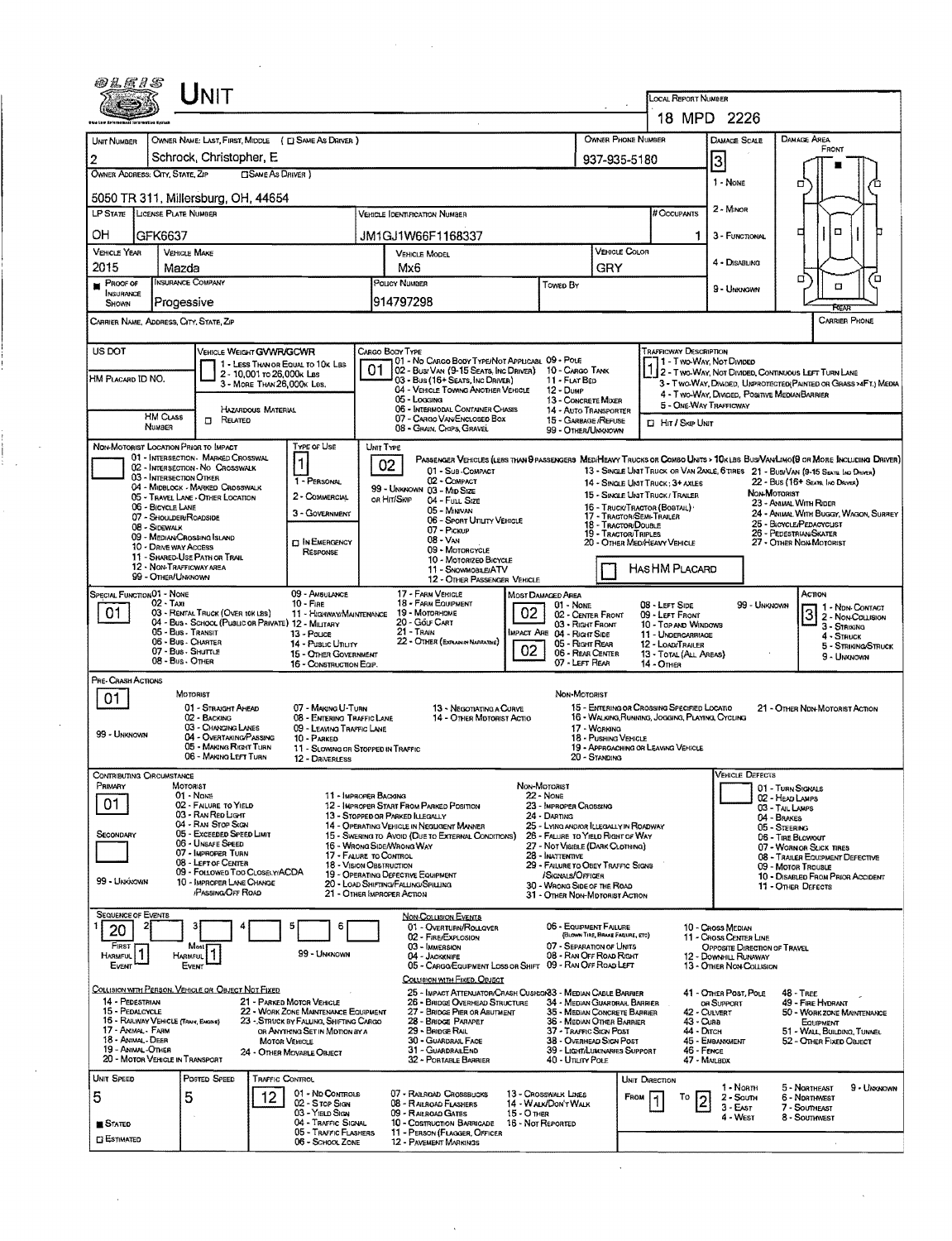# UNIT

**LOCAL REPORT NUMBER:** 18 MPD 2226

| Field | Value |
|---|---|
| UNIT NUMBER | 2 |
| OWNER NAME: LAST, FIRST, MIDDLE | Schrock, Christopher, E |
| OWNER PHONE NUMBER | 937-935-5180 |
| DAMAGE SCALE | 3 |
| OWNER ADDRESS: CITY, STATE, ZIP | 5050 TR 311, Millersburg, OH, 44654 |
| LP STATE | OH |
| LICENSE PLATE NUMBER | GFK6637 |
| VEHICLE IDENTIFICATION NUMBER | JM1GJ1W66F1168337 |
| # OCCUPANTS | 1 |
| VEHICLE YEAR | 2015 |
| VEHICLE MAKE | Mazda |
| VEHICLE MODEL | Mx6 |
| VEHICLE COLOR | GRY |
| PROOF OF INSURANCE SHOWN | ■ |
| INSURANCE COMPANY | Progessive |
| POLICY NUMBER | 914797298 |
| TOWED BY | |
| CARRIER NAME, ADDRESS, CITY, STATE, ZIP | |
| CARRIER PHONE | |

Damage Scale: 1 - None; 2 - Minor; 3 - Functional; 4 - Disabling; 9 - Unknown

| Field | Value |
|---|---|
| US DOT | |
| VEHICLE WEIGHT GVWR/GCWR | |
| CARGO BODY TYPE | 01 |
| TRAFFICWAY DESCRIPTION | 1 |
| HM PLACARD ID NO. | |
| HM CLASS NUMBER | |
| TYPE OF USE | 1 |
| UNIT TYPE | 02 |
| NON-MOTORIST LOCATION PRIOR TO IMPACT | |
| SPECIAL FUNCTION | 01 |
| MOST DAMAGED AREA | 02 |
| IMPACT AREA | 02 |
| ACTION | 3 |
| PRE-CRASH ACTIONS | 01 |
| CONTRIBUTING CIRCUMSTANCE PRIMARY | 01 |
| CONTRIBUTING CIRCUMSTANCE SECONDARY | |
| VEHICLE DEFECTS | |
| SEQUENCE OF EVENTS | 1: 20 |
| FIRST HARMFUL EVENT | 1 |
| MOST HARMFUL EVENT | 1 |
| UNIT SPEED | 5 |
| POSTED SPEED | 5 |
| TRAFFIC CONTROL | 12 |
| SPEED | ■ Stated |
| UNIT DIRECTION | From 1 To 2 |

Vehicle Weight GVWR/GCWR: 1 - Less than or equal to 10k lbs; 2 - 10,001 to 26,000k lbs; 3 - More than 26,000k lbs.

Cargo Body Type: 01 - No Cargo Body Type/Not Applicable; 02 - Bus/Van (9-15 Seats, Inc Driver); 03 - Bus (16+ Seats, Inc Driver); 04 - Vehicle Towing Another Vehicle; 05 - Logging; 06 - Intermodal Container Chassis; 07 - Cargo Van/Enclosed Box; 08 - Grain, Chips, Gravel; 09 - Pole; 10 - Cargo Tank; 11 - Flat Bed; 12 - Dump; 13 - Concrete Mixer; 14 - Auto Transporter; 15 - Garbage/Refuse; 99 - Other/Unknown

Trafficway Description: 1 - Two-Way, Not Divided; 2 - Two-Way, Not Divided, Continuous Left Turn Lane; 3 - Two-Way, Divided, Unprotected (Painted or Grass >4Ft.) Media; 4 - Two-Way, Divided, Positive Median Barrier; 5 - One-Way Trafficway

Unit Direction: 1 - North; 2 - South; 3 - East; 4 - West; 5 - Northeast; 6 - Northwest; 7 - Southeast; 8 - Southwest; 9 - Unknown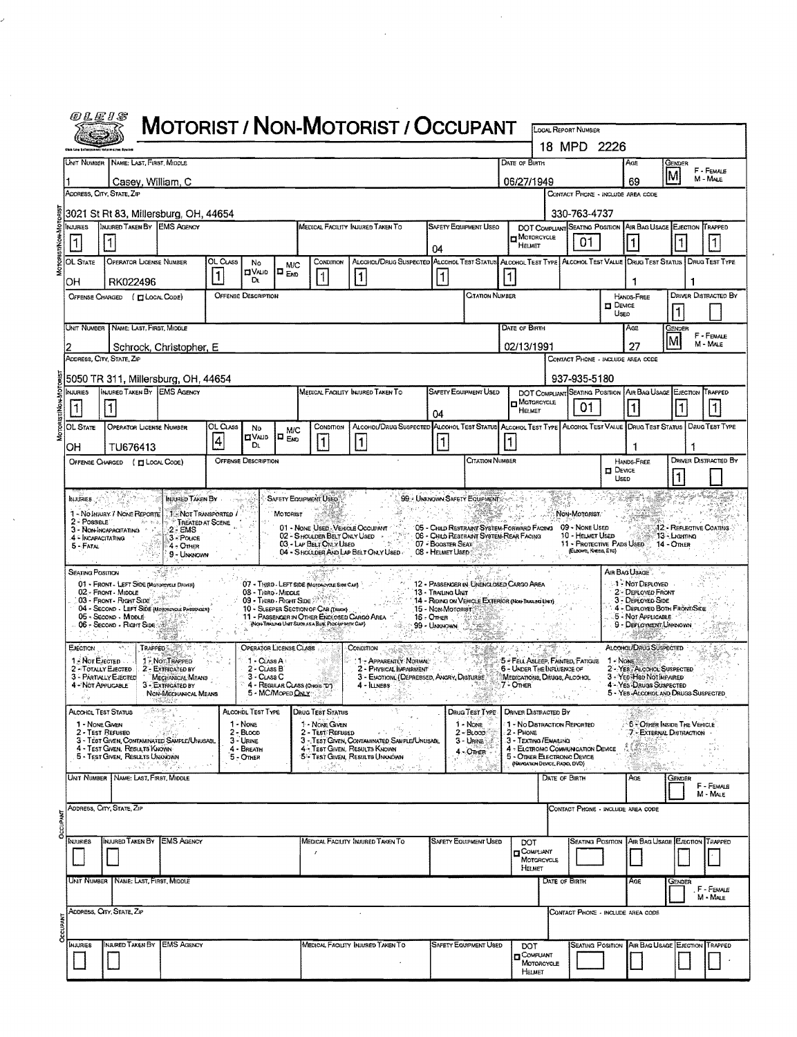# MOTORIST / NON-MOTORIST / OCCUPANT

OLEIS

Local Report Number: 18 MPD 2226

## Motorist/Non-Motorist

| Unit Number | Name: Last, First, Middle | Date of Birth | Age | Gender |
|---|---|---|---|---|
| 1 | Casey, William, C | 06/27/1949 | 69 | M |

F - Female
M - Male

Address, City, State, Zip: 3021 St Rt 83, Millersburg, OH, 44654

Contact Phone - include area code: 330-763-4737

| Injuries | Injured Taken By | EMS Agency | Medical Facility Injured Taken To | Safety Equipment Used | DOT Compliant Motorcycle Helmet | Seating Position | Air Bag Usage | Ejection | Trapped |
|---|---|---|---|---|---|---|---|---|---|
| 1 | 1 | | | 04 | ☐ | 01 | 1 | 1 | 1 |

| OL State | Operator License Number | OL Class | No Valid DL | M/C End | Condition | Alcohol/Drug Suspected | Alcohol Test Status | Alcohol Test Type | Alcohol Test Value | Drug Test Status | Drug Test Type |
|---|---|---|---|---|---|---|---|---|---|---|---|
| OH | RK022496 | 1 | ☐ | ☐ | 1 | 1 | 1 | 1 | | 1 | 1 |

| Offense Charged (☐ Local Code) | Offense Description | Citation Number | Hands-Free Device Used | Driver Distracted By |
|---|---|---|---|---|
| | | | ☐ | 1 |

## Motorist/Non-Motorist

| Unit Number | Name: Last, First, Middle | Date of Birth | Age | Gender |
|---|---|---|---|---|
| 2 | Schrock, Christopher, E | 02/13/1991 | 27 | M |

F - Female
M - Male

Address, City, State, Zip: 5050 TR 311, Millersburg, OH, 44654

Contact Phone - include area code: 937-935-5180

| Injuries | Injured Taken By | EMS Agency | Medical Facility Injured Taken To | Safety Equipment Used | DOT Compliant Motorcycle Helmet | Seating Position | Air Bag Usage | Ejection | Trapped |
|---|---|---|---|---|---|---|---|---|---|
| 1 | 1 | | | 04 | ☐ | 01 | 1 | 1 | 1 |

| OL State | Operator License Number | OL Class | No Valid DL | M/C End | Condition | Alcohol/Drug Suspected | Alcohol Test Status | Alcohol Test Type | Alcohol Test Value | Drug Test Status | Drug Test Type |
|---|---|---|---|---|---|---|---|---|---|---|---|
| OH | TU676413 | 4 | ☐ | ☐ | 1 | 1 | 1 | 1 | | 1 | 1 |

| Offense Charged (☐ Local Code) | Offense Description | Citation Number | Hands-Free Device Used | Driver Distracted By |
|---|---|---|---|---|
| | | | ☐ | 1 |

## Codes

**Injuries**
1 - No Injury / None Reported
2 - Possible
3 - Non-Incapacitating
4 - Incapacitating
5 - Fatal

**Injured Taken By**
1 - Not Transported / Treated at Scene
2 - EMS
3 - Police
4 - Other
9 - Unknown

**Safety Equipment Used**
Motorist
01 - None Used - Vehicle Occupant
02 - Shoulder Belt Only Used
03 - Lap Belt Only Used
04 - Shoulder and Lap Belt Only Used
05 - Child Restraint System-Forward Facing
06 - Child Restraint System-Rear Facing
07 - Booster Seat
08 - Helmet Used
99 - Unknown Safety Equipment

Non-Motorist
09 - None Used
10 - Helmet Used
11 - Protective Pads Used (Elbows, Knees, Etc)
12 - Reflective Coating
13 - Lighting
14 - Other

**Seating Position**
01 - Front - Left Side (Motorcycle Driver)
02 - Front - Middle
03 - Front - Right Side
04 - Second - Left Side (Motorcycle Passenger)
05 - Second - Middle
06 - Second - Right Side
07 - Third - Left Side (Motorcycle Side Car)
08 - Third - Middle
09 - Third - Right Side
10 - Sleeper Section of Cab (Truck)
11 - Passenger in Other Enclosed Cargo Area (Non-Trailing Unit Such as a Bus, Pick-up with Cap)
12 - Passenger in Unenclosed Cargo Area
13 - Trailing Unit
14 - Riding on Vehicle Exterior (Non-Trailing Unit)
15 - Non-Motorist
16 - Other
99 - Unknown

**Air Bag Usage**
1 - Not Deployed
2 - Deployed Front
3 - Deployed Side
4 - Deployed Both Front/Side
5 - Not Applicable
9 - Deployment Unknown

**Ejection**
1 - Not Ejected
2 - Totally Ejected
3 - Partially Ejected
4 - Not Applicable

**Trapped**
1 - Not Trapped
2 - Extricated by Mechanical Means
3 - Extricated by Non-Mechanical Means

**Operator License Class**
1 - Class A
2 - Class B
3 - Class C
4 - Regular Class (Ohio's "D")
5 - MC/Moped Only

**Condition**
1 - Apparently Normal
2 - Physical Impairment
3 - Emotionl (Depressed, Angry, Disturbe
4 - Illness
5 - Fell Asleep, Fainted, Fatigue
6 - Under the Influence of Medications, Drugs, Alcohol
7 - Other

**Alcohol/Drug Suspected**
1 - None
2 - Yes - Alcohol Suspected
3 - Yes - Had Not Impaired
4 - Yes - Drugs Suspected
5 - Yes - Alcohol and Drugs Suspected

**Alcohol Test Status**
1 - None Given
2 - Test Refused
3 - Test Given, Contaminated Sample/Unusabl
4 - Test Given, Results Known
5 - Test Given, Results Unknown

**Alcohol Test Type**
1 - None
2 - Blood
3 - Urine
4 - Breath
5 - Other

**Drug Test Status**
1 - None Given
2 - Test Refused
3 - Test Given, Contaminated Sample/Unusabl
4 - Test Given, Results Known
5 - Test Given, Results Unknown

**Drug Test Type**
1 - None
2 - Blood
3 - Urine
4 - Other

**Driver Distracted By**
1 - No Distraction Reported
2 - Phone
3 - Texting/Emailing
4 - Electronic Communication Device
5 - Other Electronic Device (Navigation Device, Radio, DVD)
6 - Other Inside the Vehicle
7 - External Distraction

## Occupant

| Unit Number | Name: Last, First, Middle | Date of Birth | Age | Gender |
|---|---|---|---|---|
| | | | | |

F - Female
M - Male

Address, City, State, Zip:

Contact Phone - include area code:

| Injuries | Injured Taken By | EMS Agency | Medical Facility Injured Taken To | Safety Equipment Used | DOT Compliant Motorcycle Helmet | Seating Position | Air Bag Usage | Ejection | Trapped |
|---|---|---|---|---|---|---|---|---|---|
| | | | | | ☐ | | | | |

## Occupant

| Unit Number | Name: Last, First, Middle | Date of Birth | Age | Gender |
|---|---|---|---|---|
| | | | | |

F - Female
M - Male

Address, City, State, Zip:

Contact Phone - include area code:

| Injuries | Injured Taken By | EMS Agency | Medical Facility Injured Taken To | Safety Equipment Used | DOT Compliant Motorcycle Helmet | Seating Position | Air Bag Usage | Ejection | Trapped |
|---|---|---|---|---|---|---|---|---|---|
| | | | | | ☐ | | | | |